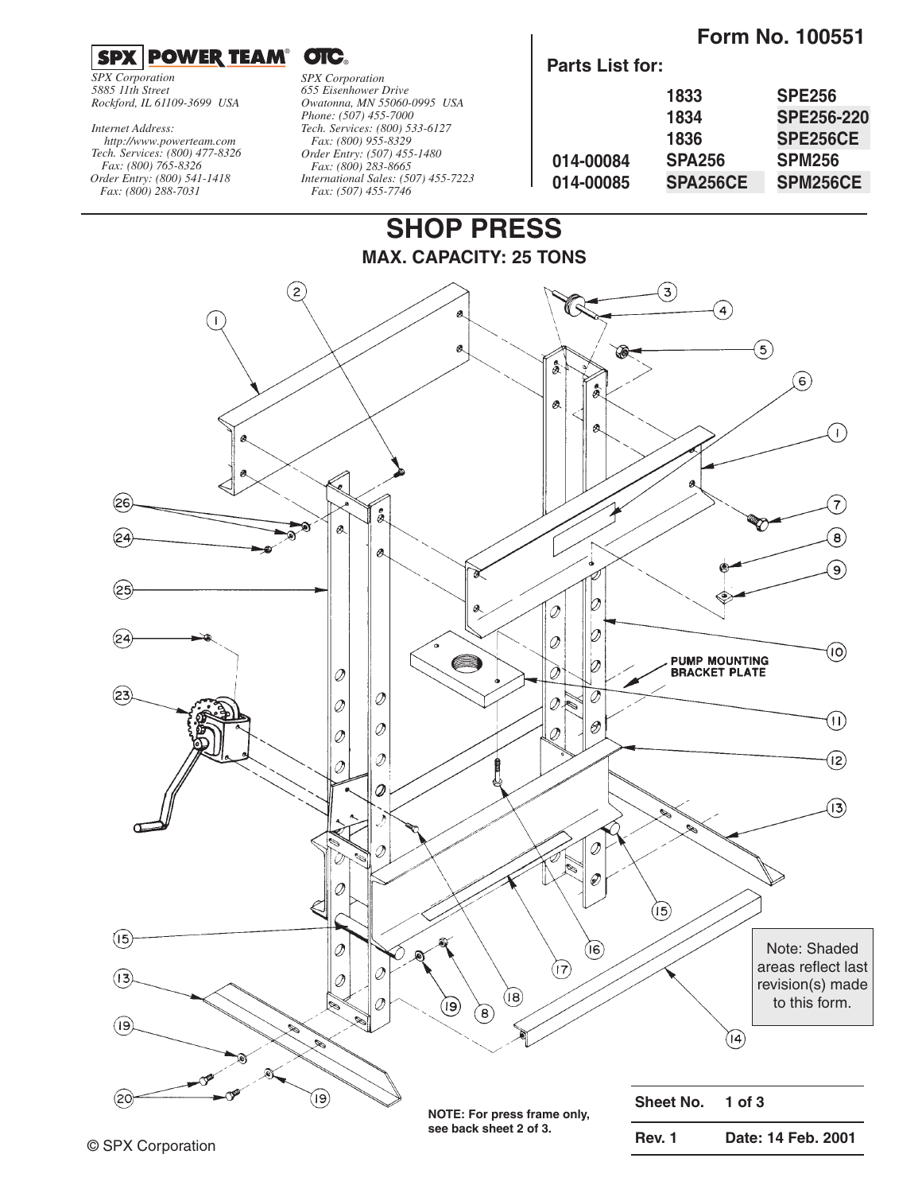**SPX | POWER TEAM® OTC®**

*SPX Corporation*
*5885 11th Street*
*Rockford, IL 61109-3699 USA*

*Internet Address:*
*http://www.powerteam.com*
*Tech. Services: (800) 477-8326*
*Fax: (800) 765-8326*
*Order Entry: (800) 541-1418*
*Fax: (800) 288-7031*

*SPX Corporation*
*655 Eisenhower Drive*
*Owatonna, MN 55060-0995 USA*
*Phone: (507) 455-7000*
*Tech. Services: (800) 533-6127*
*Fax: (800) 955-8329*
*Order Entry: (507) 455-1480*
*Fax: (800) 283-8665*
*International Sales: (507) 455-7223*
*Fax: (507) 455-7746*

**Form No. 100551**

**Parts List for:**

| | | |
|---|---|---|
| | **1833** | **SPE256** |
| | **1834** | **SPE256-220** |
| | **1836** | **SPE256CE** |
| **014-00084** | **SPA256** | **SPM256** |
| **014-00085** | **SPA256CE** | **SPM256CE** |

# SHOP PRESS

## MAX. CAPACITY: 25 TONS

PUMP MOUNTING BRACKET PLATE

Note: Shaded areas reflect last revision(s) made to this form.

**NOTE: For press frame only, see back sheet 2 of 3.**

| | |
|---|---|
| **Sheet No.** | **1 of 3** |
| **Rev. 1** | **Date: 14 Feb. 2001** |

© SPX Corporation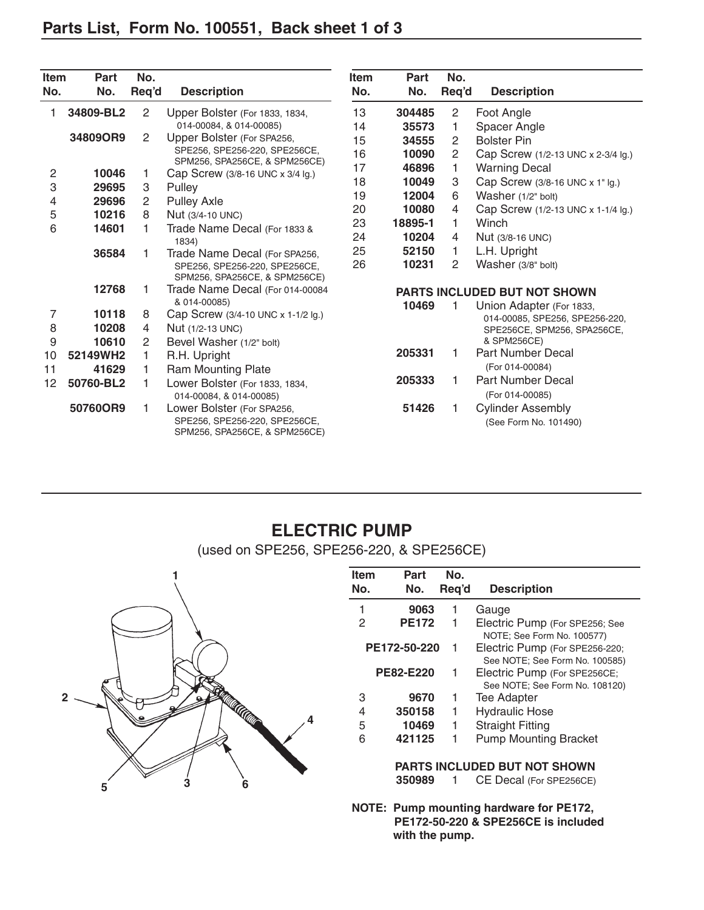## Parts List, Form No. 100551, Back sheet 1 of 3

| Item No. | Part No. | No. Req'd | Description |
|---|---|---|---|
| 1 | 34809-BL2 | 2 | Upper Bolster (For 1833, 1834, 014-00084, & 014-00085) |
| | 34809OR9 | 2 | Upper Bolster (For SPA256, SPE256, SPE256-220, SPE256CE, SPM256, SPA256CE, & SPM256CE) |
| 2 | 10046 | 1 | Cap Screw (3/8-16 UNC x 3/4 lg.) |
| 3 | 29695 | 3 | Pulley |
| 4 | 29696 | 2 | Pulley Axle |
| 5 | 10216 | 8 | Nut (3/4-10 UNC) |
| 6 | 14601 | 1 | Trade Name Decal (For 1833 & 1834) |
| | 36584 | 1 | Trade Name Decal (For SPA256, SPE256, SPE256-220, SPE256CE, SPM256, SPA256CE, & SPM256CE) |
| | 12768 | 1 | Trade Name Decal (For 014-00084 & 014-00085) |
| 7 | 10118 | 8 | Cap Screw (3/4-10 UNC x 1-1/2 lg.) |
| 8 | 10208 | 4 | Nut (1/2-13 UNC) |
| 9 | 10610 | 2 | Bevel Washer (1/2" bolt) |
| 10 | 52149WH2 | 1 | R.H. Upright |
| 11 | 41629 | 1 | Ram Mounting Plate |
| 12 | 50760-BL2 | 1 | Lower Bolster (For 1833, 1834, 014-00084, & 014-00085) |
| | 50760OR9 | 1 | Lower Bolster (For SPA256, SPE256, SPE256-220, SPE256CE, SPM256, SPA256CE, & SPM256CE) |
| 13 | 304485 | 2 | Foot Angle |
| 14 | 35573 | 1 | Spacer Angle |
| 15 | 34555 | 2 | Bolster Pin |
| 16 | 10090 | 2 | Cap Screw (1/2-13 UNC x 2-3/4 lg.) |
| 17 | 46896 | 1 | Warning Decal |
| 18 | 10049 | 3 | Cap Screw (3/8-16 UNC x 1" lg.) |
| 19 | 12004 | 6 | Washer (1/2" bolt) |
| 20 | 10080 | 4 | Cap Screw (1/2-13 UNC x 1-1/4 lg.) |
| 23 | 18895-1 | 1 | Winch |
| 24 | 10204 | 4 | Nut (3/8-16 UNC) |
| 25 | 52150 | 1 | L.H. Upright |
| 26 | 10231 | 2 | Washer (3/8" bolt) |

**PARTS INCLUDED BUT NOT SHOWN**

| Part No. | No. Req'd | Description |
|---|---|---|
| 10469 | 1 | Union Adapter (For 1833, 014-00085, SPE256, SPE256-220, SPE256CE, SPM256, SPA256CE, & SPM256CE) |
| 205331 | 1 | Part Number Decal (For 014-00084) |
| 205333 | 1 | Part Number Decal (For 014-00085) |
| 51426 | 1 | Cylinder Assembly (See Form No. 101490) |

## ELECTRIC PUMP

(used on SPE256, SPE256-220, & SPE256CE)

| Item No. | Part No. | No. Req'd | Description |
|---|---|---|---|
| 1 | 9063 | 1 | Gauge |
| 2 | PE172 | 1 | Electric Pump (For SPE256; See NOTE; See Form No. 100577) |
| | PE172-50-220 | 1 | Electric Pump (For SPE256-220; See NOTE; See Form No. 100585) |
| | PE82-E220 | 1 | Electric Pump (For SPE256CE; See NOTE; See Form No. 108120) |
| 3 | 9670 | 1 | Tee Adapter |
| 4 | 350158 | 1 | Hydraulic Hose |
| 5 | 10469 | 1 | Straight Fitting |
| 6 | 421125 | 1 | Pump Mounting Bracket |

**PARTS INCLUDED BUT NOT SHOWN**

| Part No. | No. Req'd | Description |
|---|---|---|
| 350989 | 1 | CE Decal (For SPE256CE) |

**NOTE: Pump mounting hardware for PE172, PE172-50-220 & SPE256CE is included with the pump.**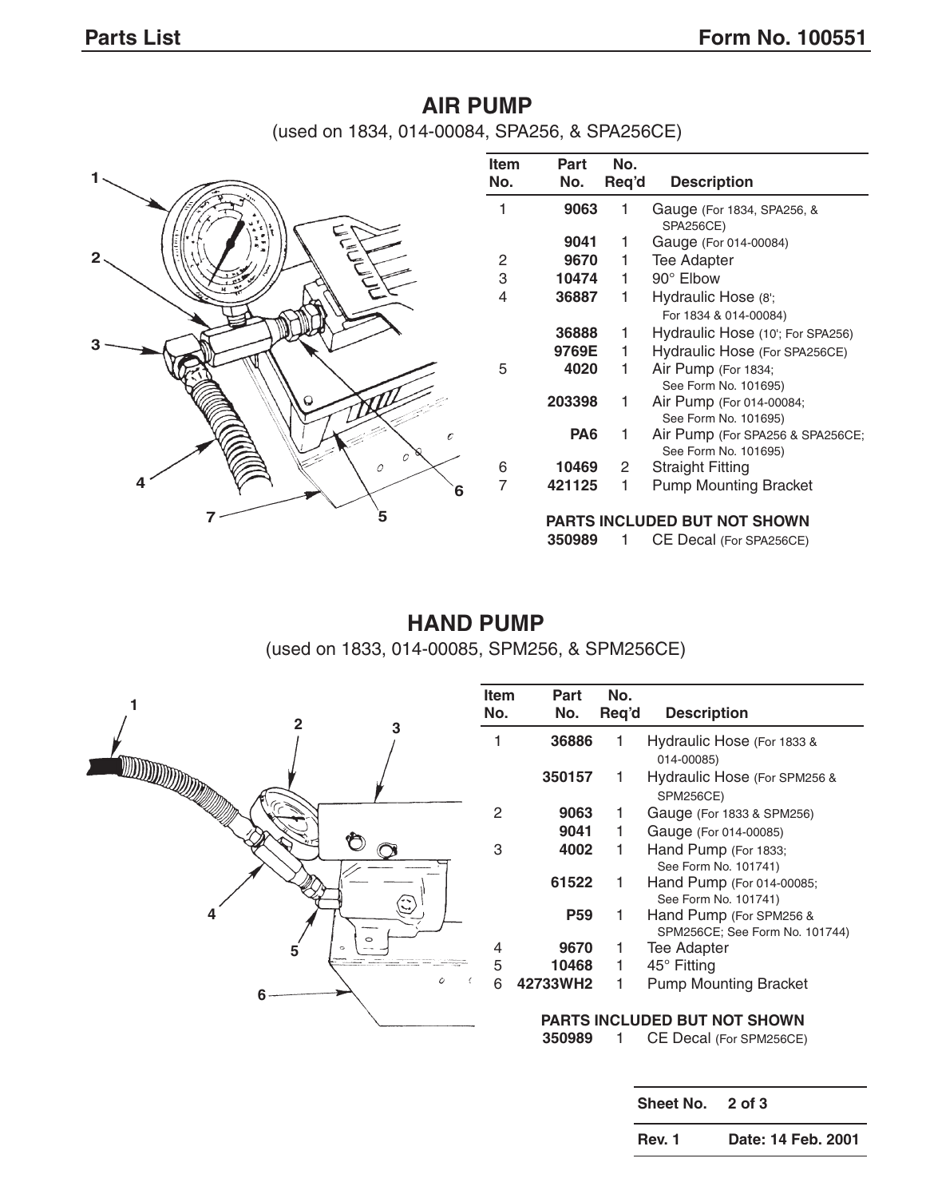## AIR PUMP

(used on 1834, 014-00084, SPA256, & SPA256CE)

| Item No. | Part No. | No. Req'd | Description |
|---|---|---|---|
| 1 | **9063** | 1 | Gauge (For 1834, SPA256, & SPA256CE) |
| | **9041** | 1 | Gauge (For 014-00084) |
| 2 | **9670** | 1 | Tee Adapter |
| 3 | **10474** | 1 | 90° Elbow |
| 4 | **36887** | 1 | Hydraulic Hose (8'; For 1834 & 014-00084) |
| | **36888** | 1 | Hydraulic Hose (10'; For SPA256) |
| | **9769E** | 1 | Hydraulic Hose (For SPA256CE) |
| 5 | **4020** | 1 | Air Pump (For 1834; See Form No. 101695) |
| | **203398** | 1 | Air Pump (For 014-00084; See Form No. 101695) |
| | **PA6** | 1 | Air Pump (For SPA256 & SPA256CE; See Form No. 101695) |
| 6 | **10469** | 2 | Straight Fitting |
| 7 | **421125** | 1 | Pump Mounting Bracket |

**PARTS INCLUDED BUT NOT SHOWN**

| Part No. | No. Req'd | Description |
|---|---|---|
| **350989** | 1 | CE Decal (For SPA256CE) |

## HAND PUMP

(used on 1833, 014-00085, SPM256, & SPM256CE)

| Item No. | Part No. | No. Req'd | Description |
|---|---|---|---|
| 1 | **36886** | 1 | Hydraulic Hose (For 1833 & 014-00085) |
| | **350157** | 1 | Hydraulic Hose (For SPM256 & SPM256CE) |
| 2 | **9063** | 1 | Gauge (For 1833 & SPM256) |
| | **9041** | 1 | Gauge (For 014-00085) |
| 3 | **4002** | 1 | Hand Pump (For 1833; See Form No. 101741) |
| | **61522** | 1 | Hand Pump (For 014-00085; See Form No. 101741) |
| | **P59** | 1 | Hand Pump (For SPM256 & SPM256CE; See Form No. 101744) |
| 4 | **9670** | 1 | Tee Adapter |
| 5 | **10468** | 1 | 45° Fitting |
| 6 | **42733WH2** | 1 | Pump Mounting Bracket |

**PARTS INCLUDED BUT NOT SHOWN**

| Part No. | No. Req'd | Description |
|---|---|---|
| **350989** | 1 | CE Decal (For SPM256CE) |

| | |
|---|---|
| **Sheet No.** | **2 of 3** |
| **Rev. 1** | **Date: 14 Feb. 2001** |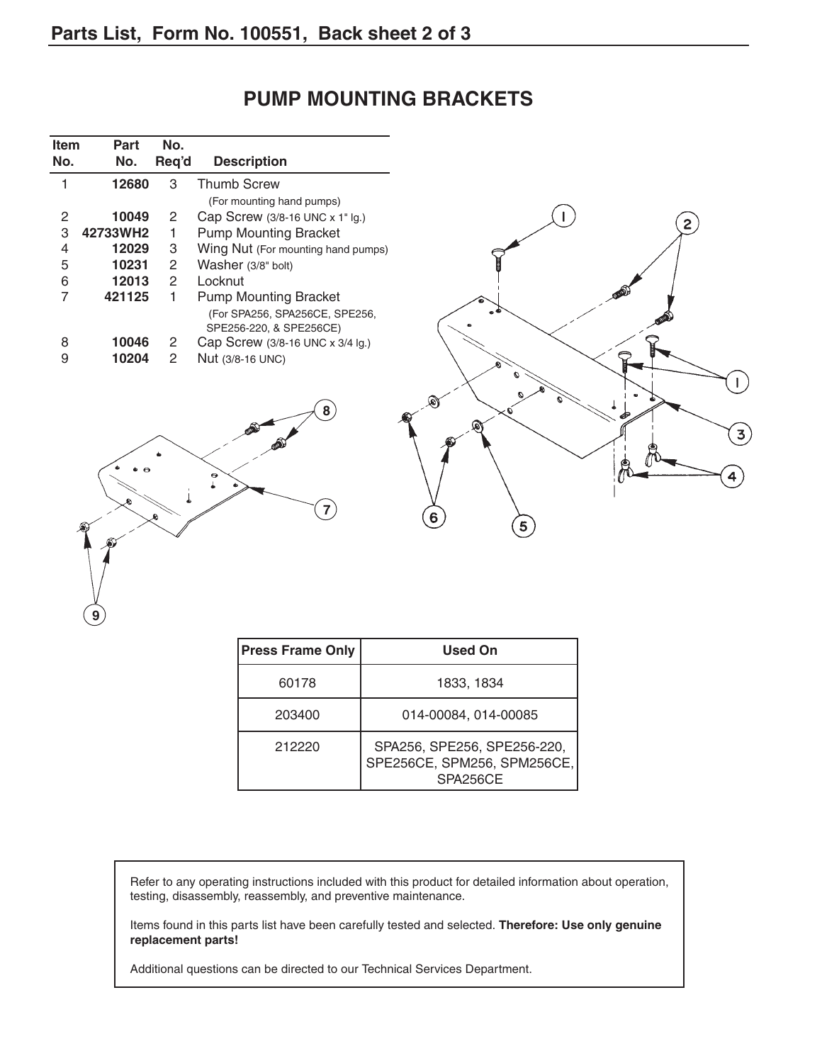## PUMP MOUNTING BRACKETS

| Item No. | Part No. | No. Req'd | Description |
|---|---|---|---|
| 1 | **12680** | 3 | Thumb Screw (For mounting hand pumps) |
| 2 | **10049** | 2 | Cap Screw (3/8-16 UNC x 1" lg.) |
| 3 | **42733WH2** | 1 | Pump Mounting Bracket |
| 4 | **12029** | 3 | Wing Nut (For mounting hand pumps) |
| 5 | **10231** | 2 | Washer (3/8" bolt) |
| 6 | **12013** | 2 | Locknut |
| 7 | **421125** | 1 | Pump Mounting Bracket (For SPA256, SPA256CE, SPE256, SPE256-220, & SPE256CE) |
| 8 | **10046** | 2 | Cap Screw (3/8-16 UNC x 3/4 lg.) |
| 9 | **10204** | 2 | Nut (3/8-16 UNC) |

| Press Frame Only | Used On |
|---|---|
| 60178 | 1833, 1834 |
| 203400 | 014-00084, 014-00085 |
| 212220 | SPA256, SPE256, SPE256-220, SPE256CE, SPM256, SPM256CE, SPA256CE |

Refer to any operating instructions included with this product for detailed information about operation, testing, disassembly, reassembly, and preventive maintenance.

Items found in this parts list have been carefully tested and selected. **Therefore: Use only genuine replacement parts!**

Additional questions can be directed to our Technical Services Department.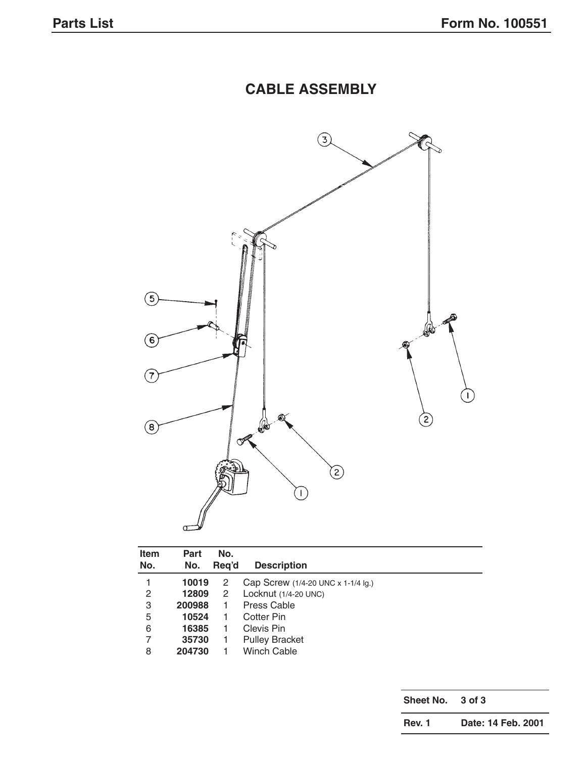# CABLE ASSEMBLY

| Item No. | Part No. | No. Req'd | Description |
|---|---|---|---|
| 1 | **10019** | 2 | Cap Screw (1/4-20 UNC x 1-1/4 lg.) |
| 2 | **12809** | 2 | Locknut (1/4-20 UNC) |
| 3 | **200988** | 1 | Press Cable |
| 5 | **10524** | 1 | Cotter Pin |
| 6 | **16385** | 1 | Clevis Pin |
| 7 | **35730** | 1 | Pulley Bracket |
| 8 | **204730** | 1 | Winch Cable |

| | |
|---|---|
| **Sheet No.** | **3 of 3** |
| **Rev. 1** | **Date: 14 Feb. 2001** |